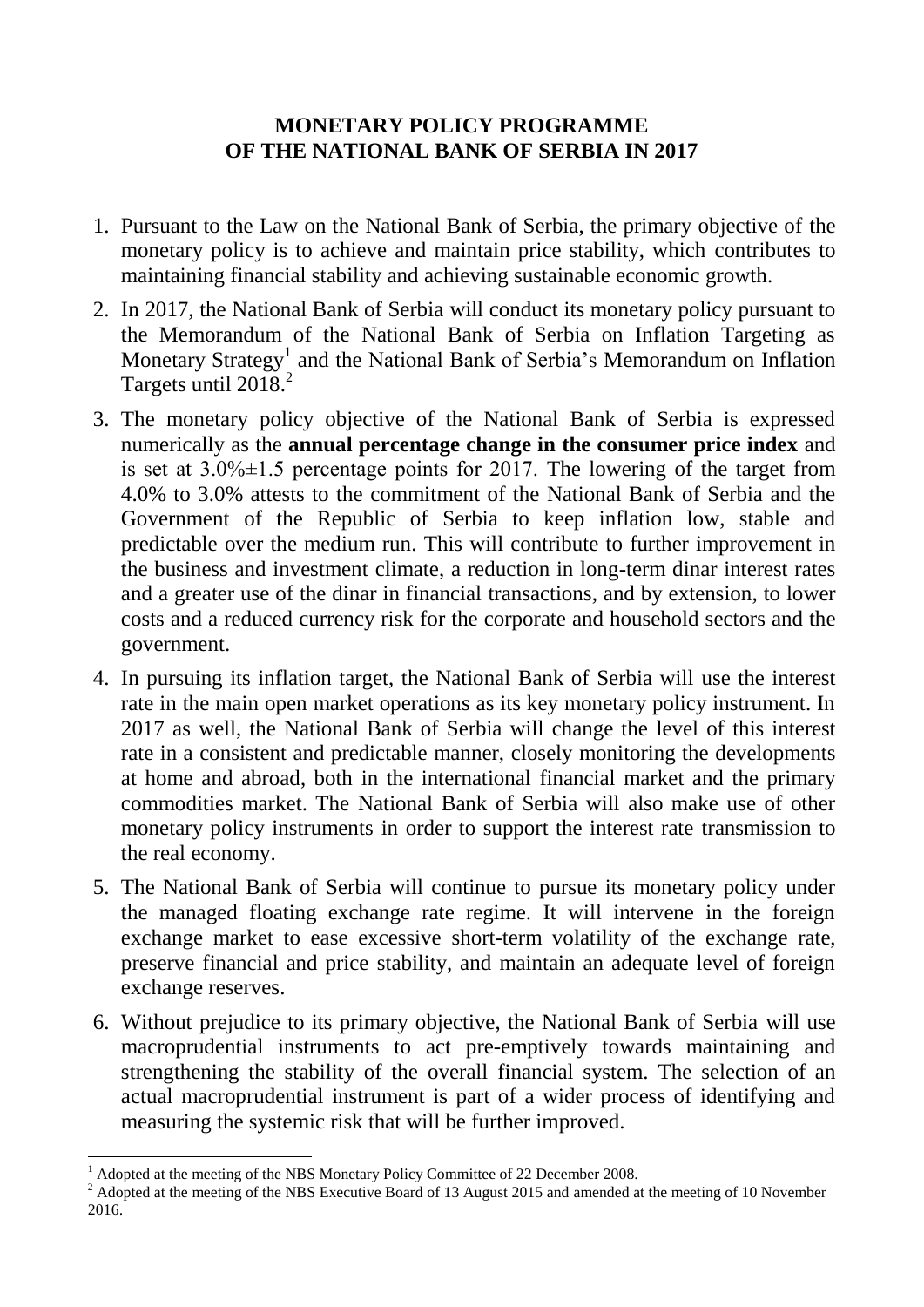# MONETARY POLICY PROGRAMME OF THE NATIONAL BANK OF SERBIA IN 2017

1. Pursuant to the Law on the National Bank of Serbia, the primary objective of the monetary policy is to achieve and maintain price stability, which contributes to maintaining financial stability and achieving sustainable economic growth.

2. In 2017, the National Bank of Serbia will conduct its monetary policy pursuant to the Memorandum of the National Bank of Serbia on Inflation Targeting as Monetary Strategy[1] and the National Bank of Serbia's Memorandum on Inflation Targets until 2018.[2]

3. The monetary policy objective of the National Bank of Serbia is expressed numerically as the **annual percentage change in the consumer price index** and is set at 3.0%±1.5 percentage points for 2017. The lowering of the target from 4.0% to 3.0% attests to the commitment of the National Bank of Serbia and the Government of the Republic of Serbia to keep inflation low, stable and predictable over the medium run. This will contribute to further improvement in the business and investment climate, a reduction in long-term dinar interest rates and a greater use of the dinar in financial transactions, and by extension, to lower costs and a reduced currency risk for the corporate and household sectors and the government.

4. In pursuing its inflation target, the National Bank of Serbia will use the interest rate in the main open market operations as its key monetary policy instrument. In 2017 as well, the National Bank of Serbia will change the level of this interest rate in a consistent and predictable manner, closely monitoring the developments at home and abroad, both in the international financial market and the primary commodities market. The National Bank of Serbia will also make use of other monetary policy instruments in order to support the interest rate transmission to the real economy.

5. The National Bank of Serbia will continue to pursue its monetary policy under the managed floating exchange rate regime. It will intervene in the foreign exchange market to ease excessive short-term volatility of the exchange rate, preserve financial and price stability, and maintain an adequate level of foreign exchange reserves.

6. Without prejudice to its primary objective, the National Bank of Serbia will use macroprudential instruments to act pre-emptively towards maintaining and strengthening the stability of the overall financial system. The selection of an actual macroprudential instrument is part of a wider process of identifying and measuring the systemic risk that will be further improved.

---

[1] Adopted at the meeting of the NBS Monetary Policy Committee of 22 December 2008.

[2] Adopted at the meeting of the NBS Executive Board of 13 August 2015 and amended at the meeting of 10 November 2016.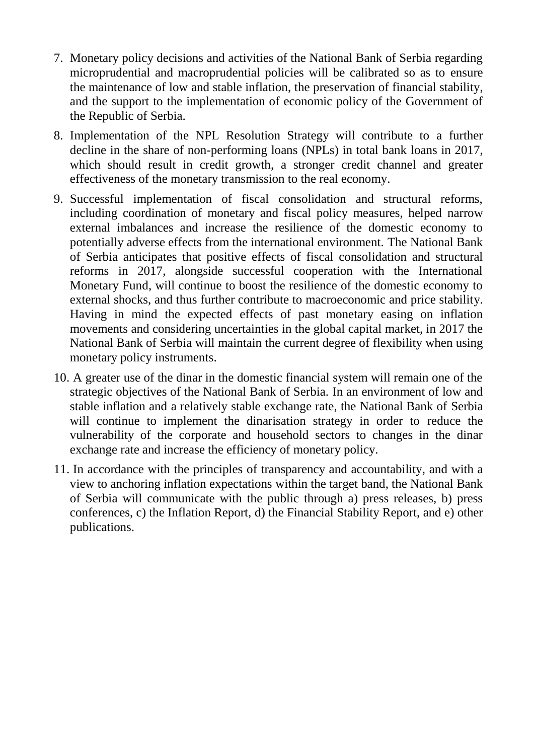7. Monetary policy decisions and activities of the National Bank of Serbia regarding microprudential and macroprudential policies will be calibrated so as to ensure the maintenance of low and stable inflation, the preservation of financial stability, and the support to the implementation of economic policy of the Government of the Republic of Serbia.

8. Implementation of the NPL Resolution Strategy will contribute to a further decline in the share of non-performing loans (NPLs) in total bank loans in 2017, which should result in credit growth, a stronger credit channel and greater effectiveness of the monetary transmission to the real economy.

9. Successful implementation of fiscal consolidation and structural reforms, including coordination of monetary and fiscal policy measures, helped narrow external imbalances and increase the resilience of the domestic economy to potentially adverse effects from the international environment. The National Bank of Serbia anticipates that positive effects of fiscal consolidation and structural reforms in 2017, alongside successful cooperation with the International Monetary Fund, will continue to boost the resilience of the domestic economy to external shocks, and thus further contribute to macroeconomic and price stability. Having in mind the expected effects of past monetary easing on inflation movements and considering uncertainties in the global capital market, in 2017 the National Bank of Serbia will maintain the current degree of flexibility when using monetary policy instruments.

10. A greater use of the dinar in the domestic financial system will remain one of the strategic objectives of the National Bank of Serbia. In an environment of low and stable inflation and a relatively stable exchange rate, the National Bank of Serbia will continue to implement the dinarisation strategy in order to reduce the vulnerability of the corporate and household sectors to changes in the dinar exchange rate and increase the efficiency of monetary policy.

11. In accordance with the principles of transparency and accountability, and with a view to anchoring inflation expectations within the target band, the National Bank of Serbia will communicate with the public through a) press releases, b) press conferences, c) the Inflation Report, d) the Financial Stability Report, and e) other publications.